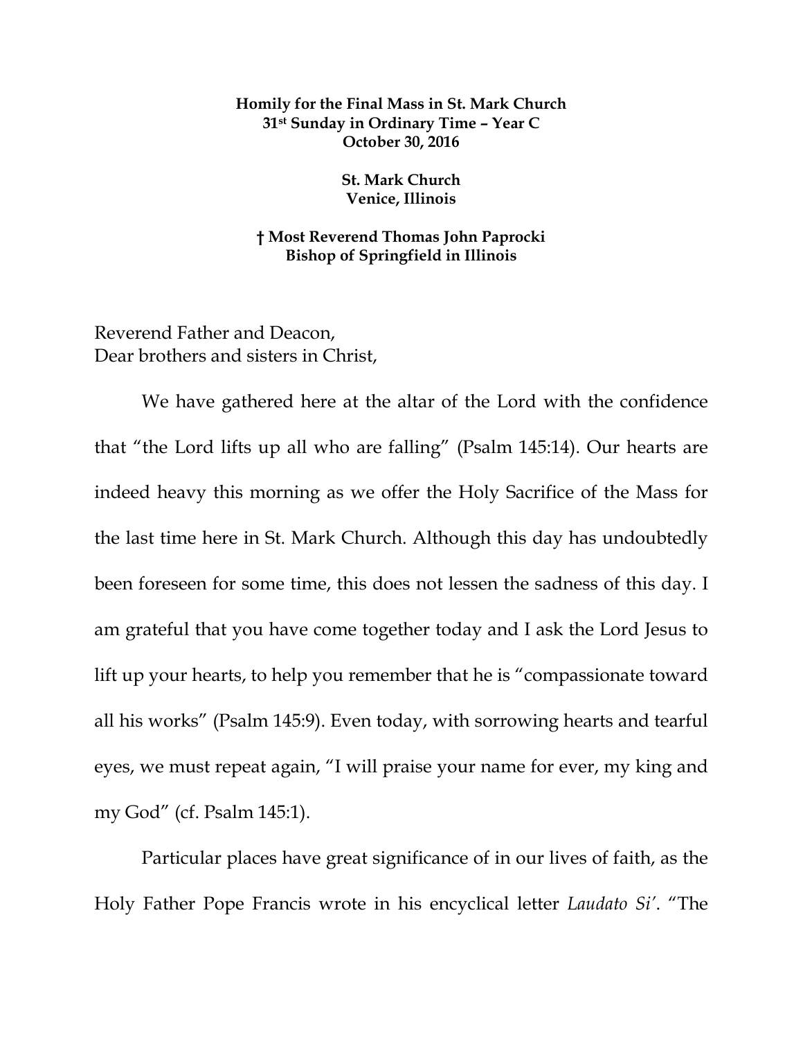**Homily for the Final Mass in St. Mark Church**
**31st Sunday in Ordinary Time – Year C**
**October 30, 2016**

**St. Mark Church**
**Venice, Illinois**

**† Most Reverend Thomas John Paprocki**
**Bishop of Springfield in Illinois**

Reverend Father and Deacon,
Dear brothers and sisters in Christ,

We have gathered here at the altar of the Lord with the confidence that "the Lord lifts up all who are falling" (Psalm 145:14). Our hearts are indeed heavy this morning as we offer the Holy Sacrifice of the Mass for the last time here in St. Mark Church. Although this day has undoubtedly been foreseen for some time, this does not lessen the sadness of this day. I am grateful that you have come together today and I ask the Lord Jesus to lift up your hearts, to help you remember that he is "compassionate toward all his works" (Psalm 145:9). Even today, with sorrowing hearts and tearful eyes, we must repeat again, "I will praise your name for ever, my king and my God" (cf. Psalm 145:1).

Particular places have great significance of in our lives of faith, as the Holy Father Pope Francis wrote in his encyclical letter *Laudato Si'*. "The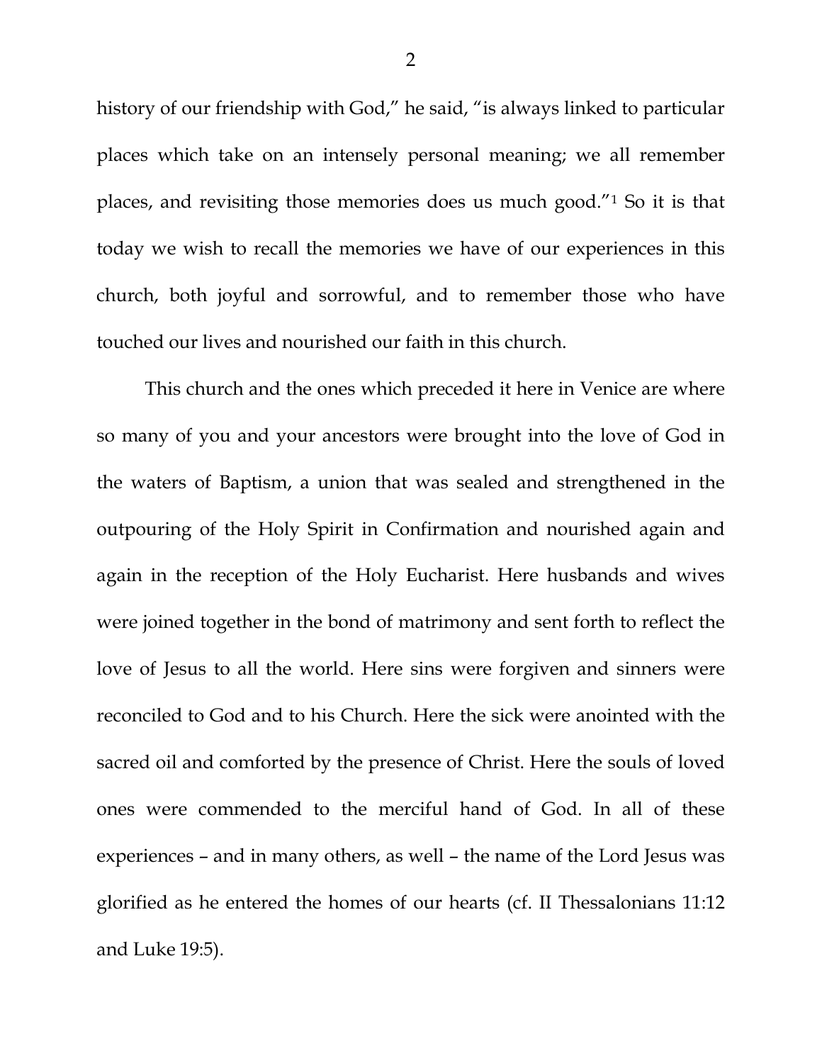history of our friendship with God," he said, "is always linked to particular places which take on an intensely personal meaning; we all remember places, and revisiting those memories does us much good."[1] So it is that today we wish to recall the memories we have of our experiences in this church, both joyful and sorrowful, and to remember those who have touched our lives and nourished our faith in this church.

This church and the ones which preceded it here in Venice are where so many of you and your ancestors were brought into the love of God in the waters of Baptism, a union that was sealed and strengthened in the outpouring of the Holy Spirit in Confirmation and nourished again and again in the reception of the Holy Eucharist. Here husbands and wives were joined together in the bond of matrimony and sent forth to reflect the love of Jesus to all the world. Here sins were forgiven and sinners were reconciled to God and to his Church. Here the sick were anointed with the sacred oil and comforted by the presence of Christ. Here the souls of loved ones were commended to the merciful hand of God. In all of these experiences – and in many others, as well – the name of the Lord Jesus was glorified as he entered the homes of our hearts (cf. II Thessalonians 11:12 and Luke 19:5).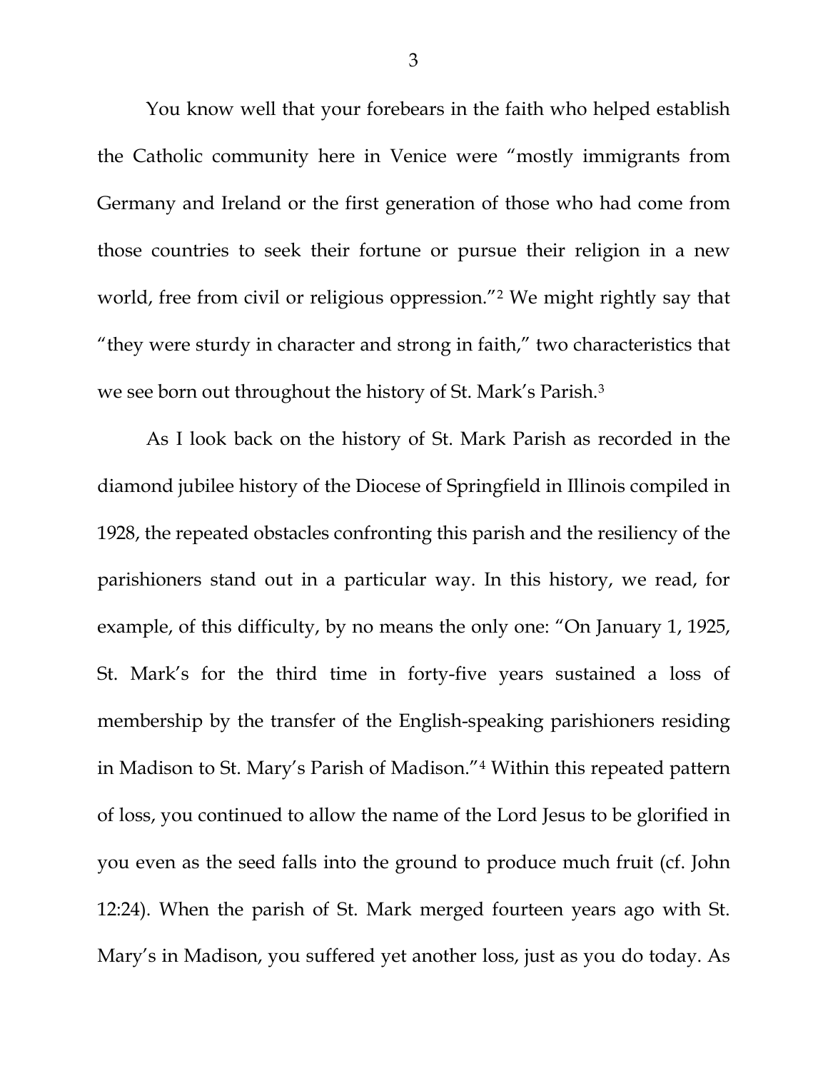You know well that your forebears in the faith who helped establish the Catholic community here in Venice were "mostly immigrants from Germany and Ireland or the first generation of those who had come from those countries to seek their fortune or pursue their religion in a new world, free from civil or religious oppression."[2] We might rightly say that "they were sturdy in character and strong in faith," two characteristics that we see born out throughout the history of St. Mark's Parish.[3]

As I look back on the history of St. Mark Parish as recorded in the diamond jubilee history of the Diocese of Springfield in Illinois compiled in 1928, the repeated obstacles confronting this parish and the resiliency of the parishioners stand out in a particular way. In this history, we read, for example, of this difficulty, by no means the only one: "On January 1, 1925, St. Mark's for the third time in forty-five years sustained a loss of membership by the transfer of the English-speaking parishioners residing in Madison to St. Mary's Parish of Madison."[4] Within this repeated pattern of loss, you continued to allow the name of the Lord Jesus to be glorified in you even as the seed falls into the ground to produce much fruit (cf. John 12:24). When the parish of St. Mark merged fourteen years ago with St. Mary's in Madison, you suffered yet another loss, just as you do today. As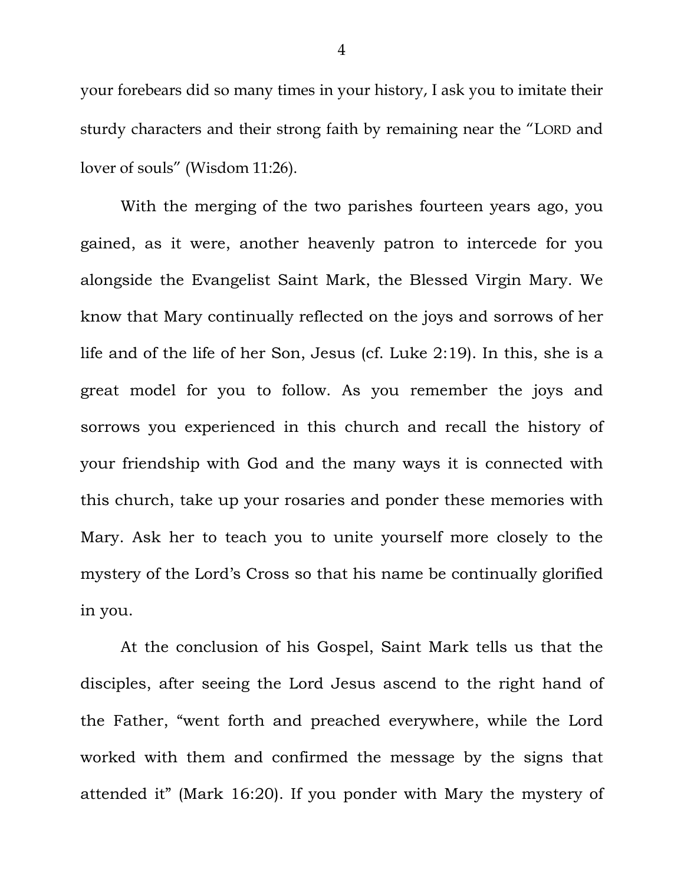your forebears did so many times in your history, I ask you to imitate their sturdy characters and their strong faith by remaining near the "LORD and lover of souls" (Wisdom 11:26).

With the merging of the two parishes fourteen years ago, you gained, as it were, another heavenly patron to intercede for you alongside the Evangelist Saint Mark, the Blessed Virgin Mary. We know that Mary continually reflected on the joys and sorrows of her life and of the life of her Son, Jesus (cf. Luke 2:19). In this, she is a great model for you to follow. As you remember the joys and sorrows you experienced in this church and recall the history of your friendship with God and the many ways it is connected with this church, take up your rosaries and ponder these memories with Mary. Ask her to teach you to unite yourself more closely to the mystery of the Lord's Cross so that his name be continually glorified in you.

At the conclusion of his Gospel, Saint Mark tells us that the disciples, after seeing the Lord Jesus ascend to the right hand of the Father, "went forth and preached everywhere, while the Lord worked with them and confirmed the message by the signs that attended it" (Mark 16:20). If you ponder with Mary the mystery of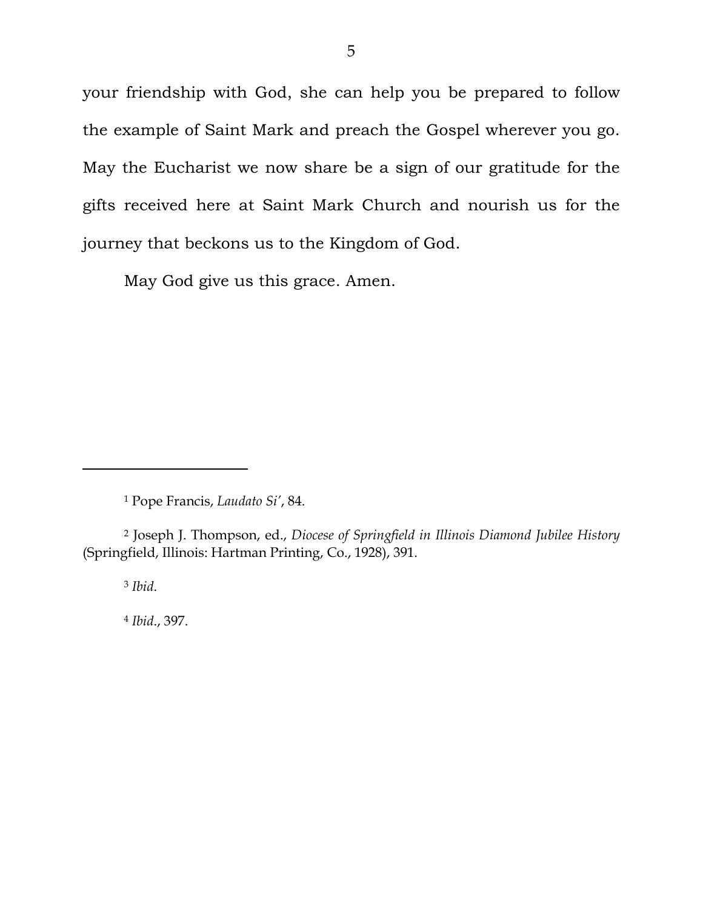your friendship with God, she can help you be prepared to follow the example of Saint Mark and preach the Gospel wherever you go. May the Eucharist we now share be a sign of our gratitude for the gifts received here at Saint Mark Church and nourish us for the journey that beckons us to the Kingdom of God.

May God give us this grace. Amen.

---

[1] Pope Francis, *Laudato Si'*, 84.

[2] Joseph J. Thompson, ed., *Diocese of Springfield in Illinois Diamond Jubilee History* (Springfield, Illinois: Hartman Printing, Co., 1928), 391.

[3] *Ibid*.

[4] *Ibid*., 397.